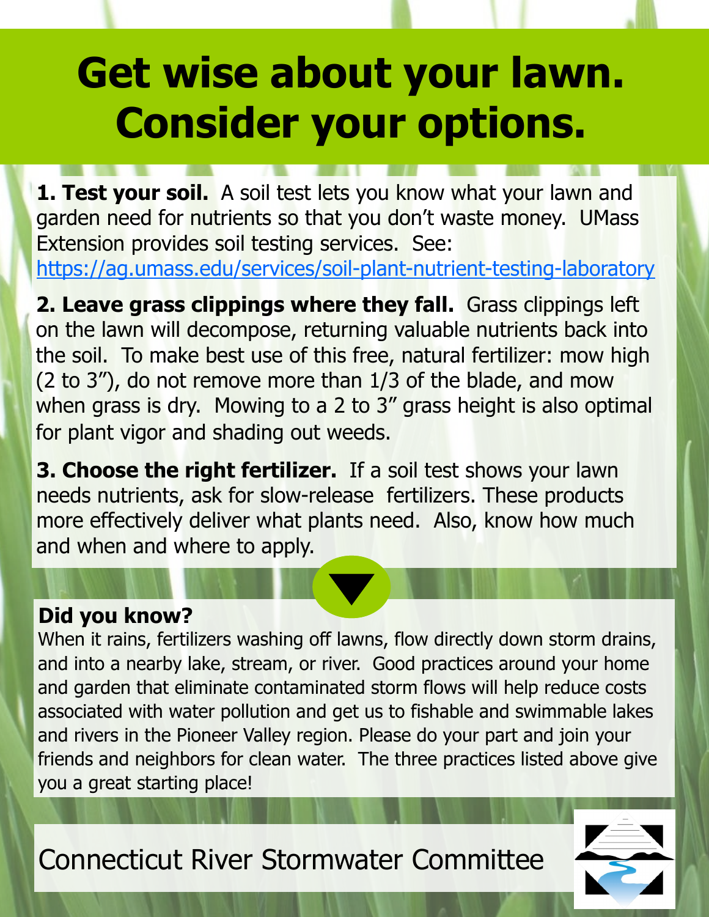# Get wise about your lawn. Consider your options.

**1. Test your soil.** A soil test lets you know what your lawn and garden need for nutrients so that you don't waste money. UMass Extension provides soil testing services. See: https://ag.umass.edu/services/soil-plant-nutrient-testing-laboratory

**2. Leave grass clippings where they fall.** Grass clippings left on the lawn will decompose, returning valuable nutrients back into the soil. To make best use of this free, natural fertilizer: mow high (2 to 3"), do not remove more than 1/3 of the blade, and mow when grass is dry. Mowing to a 2 to 3" grass height is also optimal for plant vigor and shading out weeds.

**3. Choose the right fertilizer.** If a soil test shows your lawn needs nutrients, ask for slow-release fertilizers. These products more effectively deliver what plants need. Also, know how much and when and where to apply.

**Did you know?**

When it rains, fertilizers washing off lawns, flow directly down storm drains, and into a nearby lake, stream, or river. Good practices around your home and garden that eliminate contaminated storm flows will help reduce costs associated with water pollution and get us to fishable and swimmable lakes and rivers in the Pioneer Valley region. Please do your part and join your friends and neighbors for clean water. The three practices listed above give you a great starting place!

Connecticut River Stormwater Committee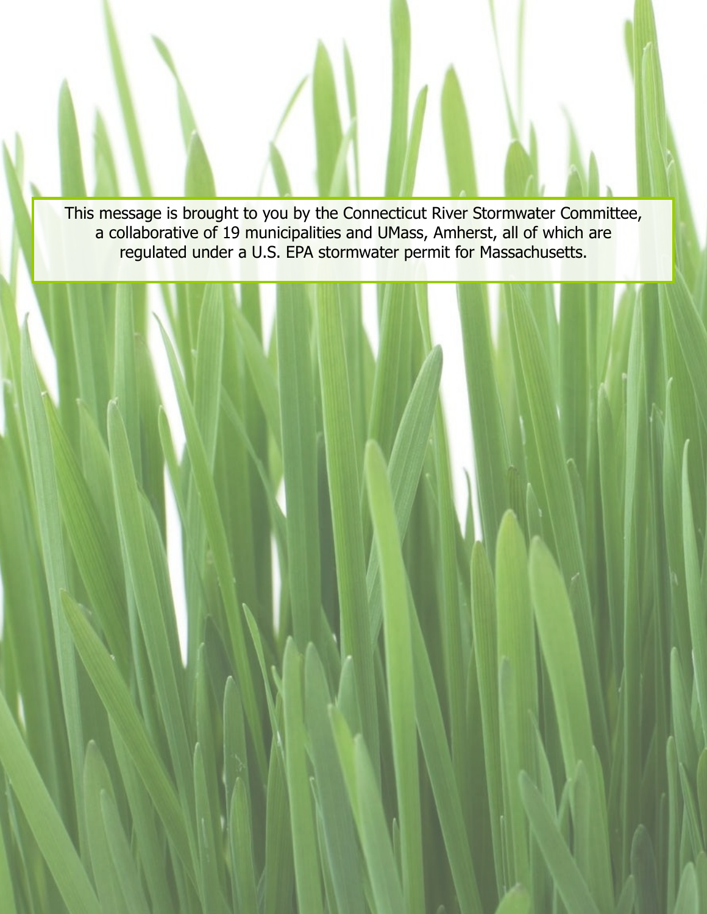This message is brought to you by the Connecticut River Stormwater Committee, a collaborative of 19 municipalities and UMass, Amherst, all of which are regulated under a U.S. EPA stormwater permit for Massachusetts.